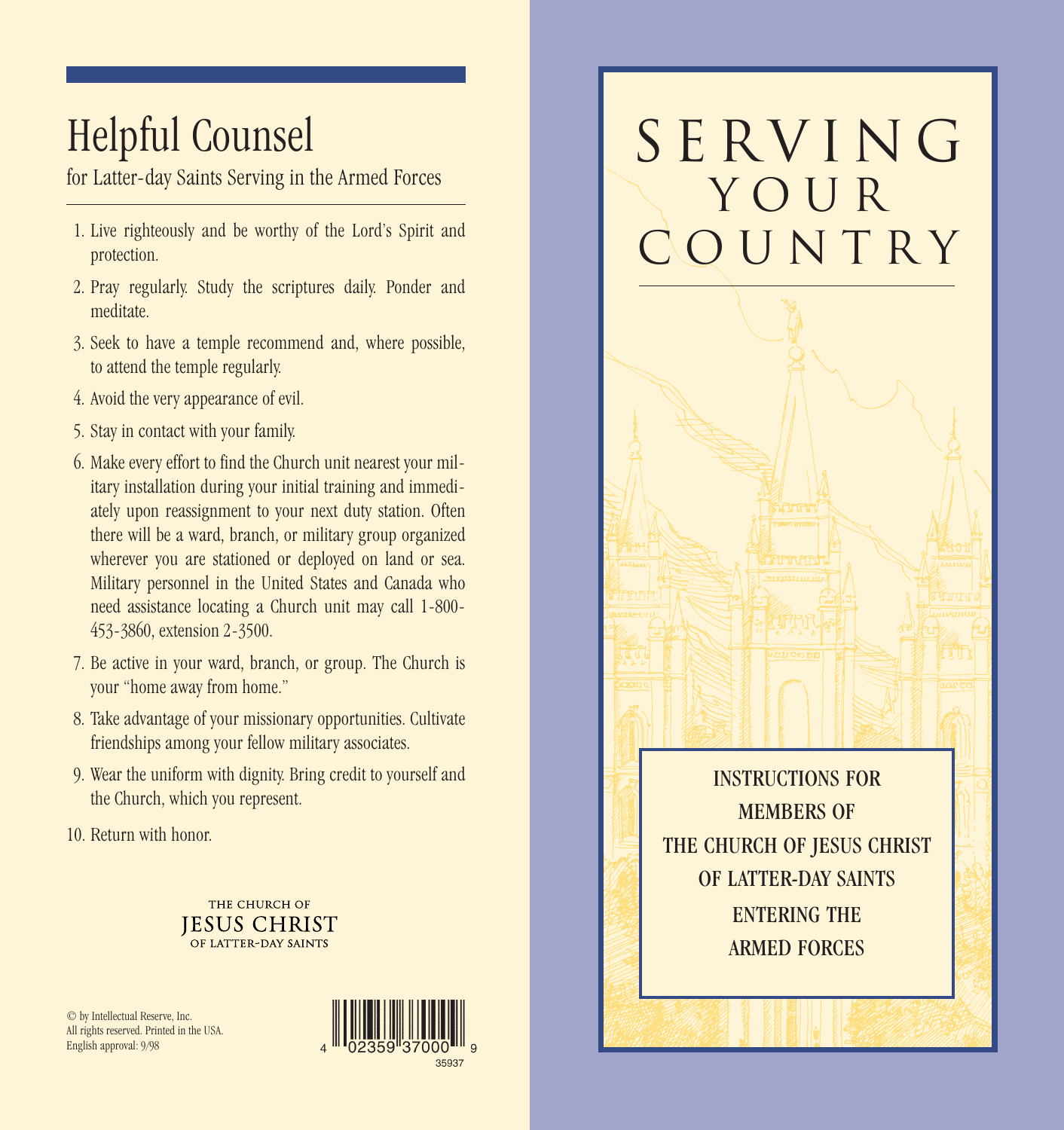# Helpful Counsel

for Latter-day Saints Serving in the Armed Forces

1. Live righteously and be worthy of the Lord's Spirit and protection.
2. Pray regularly. Study the scriptures daily. Ponder and meditate.
3. Seek to have a temple recommend and, where possible, to attend the temple regularly.
4. Avoid the very appearance of evil.
5. Stay in contact with your family.
6. Make every effort to find the Church unit nearest your military installation during your initial training and immediately upon reassignment to your next duty station. Often there will be a ward, branch, or military group organized wherever you are stationed or deployed on land or sea. Military personnel in the United States and Canada who need assistance locating a Church unit may call 1-800-453-3860, extension 2-3500.
7. Be active in your ward, branch, or group. The Church is your "home away from home."
8. Take advantage of your missionary opportunities. Cultivate friendships among your fellow military associates.
9. Wear the uniform with dignity. Bring credit to yourself and the Church, which you represent.
10. Return with honor.

THE CHURCH OF JESUS CHRIST OF LATTER-DAY SAINTS

© by Intellectual Reserve, Inc.
All rights reserved. Printed in the USA.
English approval: 9/98

4 02359 37000 9
35937

# SERVING YOUR COUNTRY

INSTRUCTIONS FOR MEMBERS OF THE CHURCH OF JESUS CHRIST OF LATTER-DAY SAINTS ENTERING THE ARMED FORCES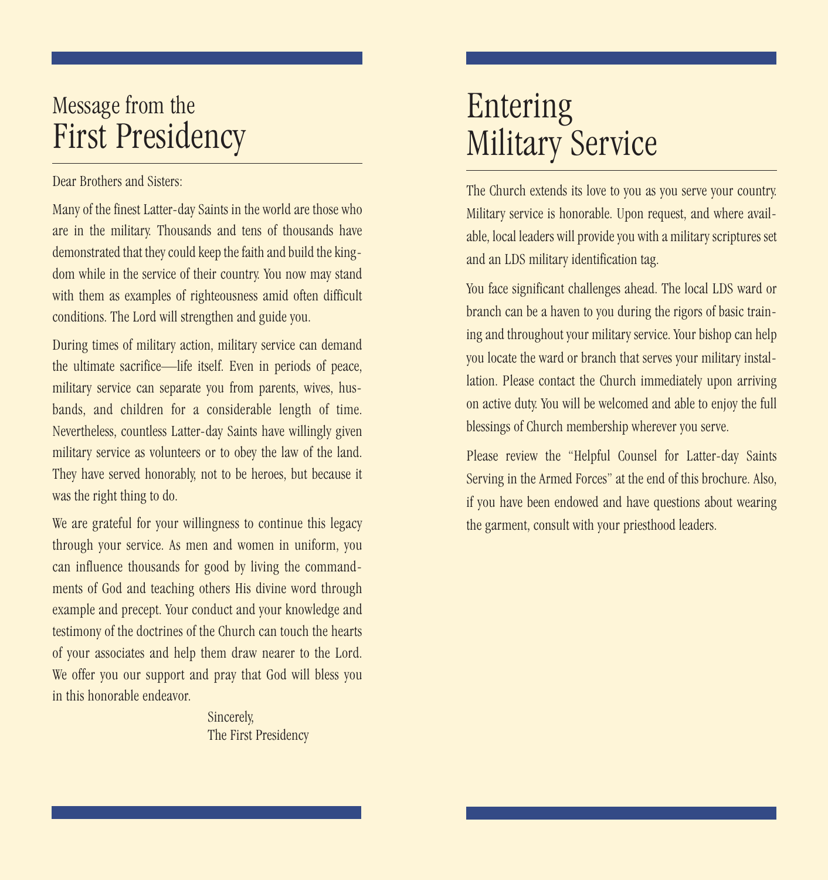## Message from the First Presidency

Dear Brothers and Sisters:

Many of the finest Latter-day Saints in the world are those who are in the military. Thousands and tens of thousands have demonstrated that they could keep the faith and build the kingdom while in the service of their country. You now may stand with them as examples of righteousness amid often difficult conditions. The Lord will strengthen and guide you.

During times of military action, military service can demand the ultimate sacrifice—life itself. Even in periods of peace, military service can separate you from parents, wives, husbands, and children for a considerable length of time. Nevertheless, countless Latter-day Saints have willingly given military service as volunteers or to obey the law of the land. They have served honorably, not to be heroes, but because it was the right thing to do.

We are grateful for your willingness to continue this legacy through your service. As men and women in uniform, you can influence thousands for good by living the commandments of God and teaching others His divine word through example and precept. Your conduct and your knowledge and testimony of the doctrines of the Church can touch the hearts of your associates and help them draw nearer to the Lord. We offer you our support and pray that God will bless you in this honorable endeavor.

Sincerely,
The First Presidency

# Entering Military Service

The Church extends its love to you as you serve your country. Military service is honorable. Upon request, and where available, local leaders will provide you with a military scriptures set and an LDS military identification tag.

You face significant challenges ahead. The local LDS ward or branch can be a haven to you during the rigors of basic training and throughout your military service. Your bishop can help you locate the ward or branch that serves your military installation. Please contact the Church immediately upon arriving on active duty. You will be welcomed and able to enjoy the full blessings of Church membership wherever you serve.

Please review the "Helpful Counsel for Latter-day Saints Serving in the Armed Forces" at the end of this brochure. Also, if you have been endowed and have questions about wearing the garment, consult with your priesthood leaders.